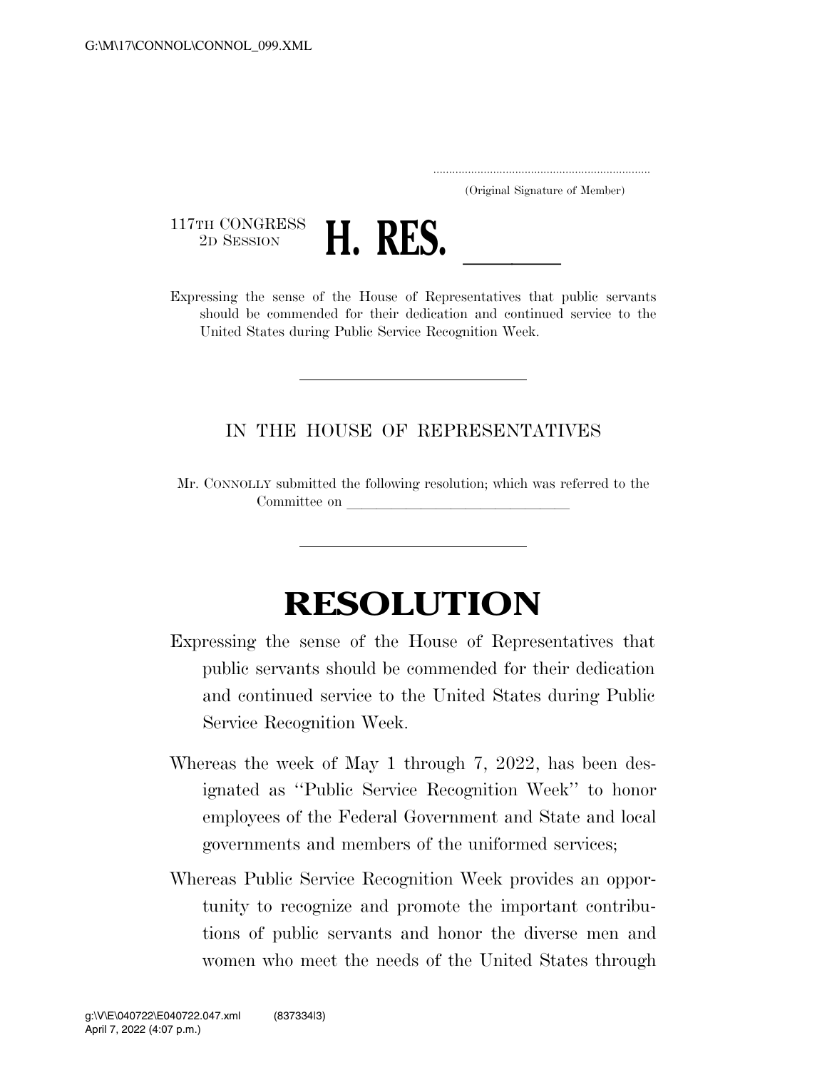(Original Signature of Member)

117TH CONGRESS
2D SESSION

# H. RES. \_\_\_\_\_\_

Expressing the sense of the House of Representatives that public servants should be commended for their dedication and continued service to the United States during Public Service Recognition Week.

---

IN THE HOUSE OF REPRESENTATIVES

Mr. CONNOLLY submitted the following resolution; which was referred to the Committee on \_\_\_\_\_\_\_\_\_\_\_\_\_\_\_\_\_\_\_\_\_\_\_\_\_\_\_\_

---

# RESOLUTION

Expressing the sense of the House of Representatives that public servants should be commended for their dedication and continued service to the United States during Public Service Recognition Week.

Whereas the week of May 1 through 7, 2022, has been designated as "Public Service Recognition Week" to honor employees of the Federal Government and State and local governments and members of the uniformed services;

Whereas Public Service Recognition Week provides an opportunity to recognize and promote the important contributions of public servants and honor the diverse men and women who meet the needs of the United States through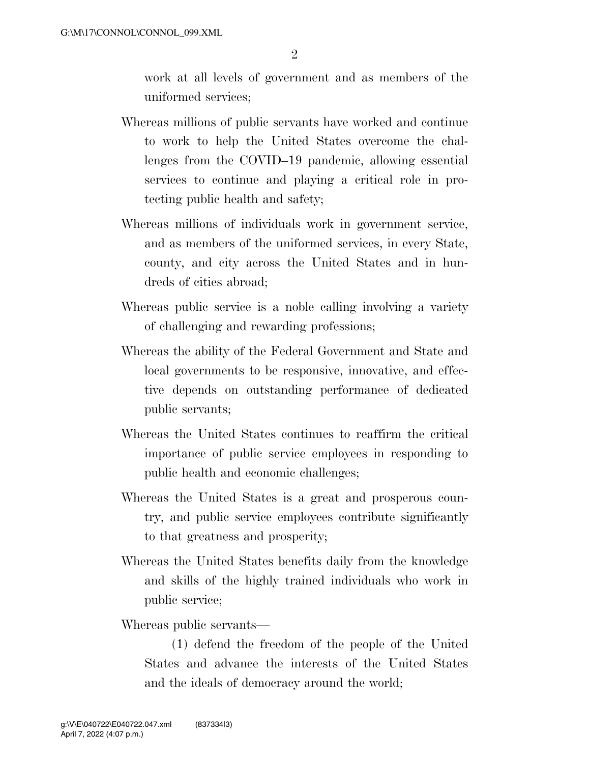work at all levels of government and as members of the uniformed services;

Whereas millions of public servants have worked and continue to work to help the United States overcome the challenges from the COVID–19 pandemic, allowing essential services to continue and playing a critical role in protecting public health and safety;

Whereas millions of individuals work in government service, and as members of the uniformed services, in every State, county, and city across the United States and in hundreds of cities abroad;

Whereas public service is a noble calling involving a variety of challenging and rewarding professions;

Whereas the ability of the Federal Government and State and local governments to be responsive, innovative, and effective depends on outstanding performance of dedicated public servants;

Whereas the United States continues to reaffirm the critical importance of public service employees in responding to public health and economic challenges;

Whereas the United States is a great and prosperous country, and public service employees contribute significantly to that greatness and prosperity;

Whereas the United States benefits daily from the knowledge and skills of the highly trained individuals who work in public service;

Whereas public servants—

(1) defend the freedom of the people of the United States and advance the interests of the United States and the ideals of democracy around the world;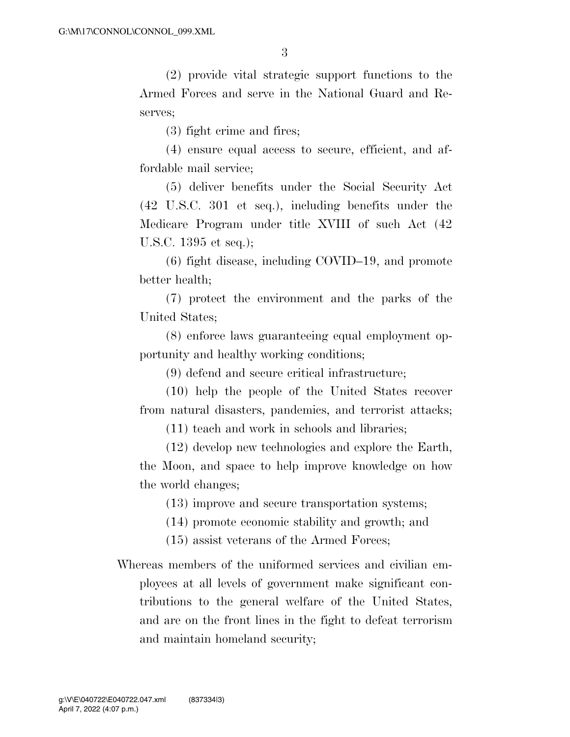(2) provide vital strategic support functions to the Armed Forces and serve in the National Guard and Reserves;

(3) fight crime and fires;

(4) ensure equal access to secure, efficient, and affordable mail service;

(5) deliver benefits under the Social Security Act (42 U.S.C. 301 et seq.), including benefits under the Medicare Program under title XVIII of such Act (42 U.S.C. 1395 et seq.);

(6) fight disease, including COVID–19, and promote better health;

(7) protect the environment and the parks of the United States;

(8) enforce laws guaranteeing equal employment opportunity and healthy working conditions;

(9) defend and secure critical infrastructure;

(10) help the people of the United States recover from natural disasters, pandemics, and terrorist attacks;

(11) teach and work in schools and libraries;

(12) develop new technologies and explore the Earth, the Moon, and space to help improve knowledge on how the world changes;

(13) improve and secure transportation systems;

(14) promote economic stability and growth; and

(15) assist veterans of the Armed Forces;

Whereas members of the uniformed services and civilian employees at all levels of government make significant contributions to the general welfare of the United States, and are on the front lines in the fight to defeat terrorism and maintain homeland security;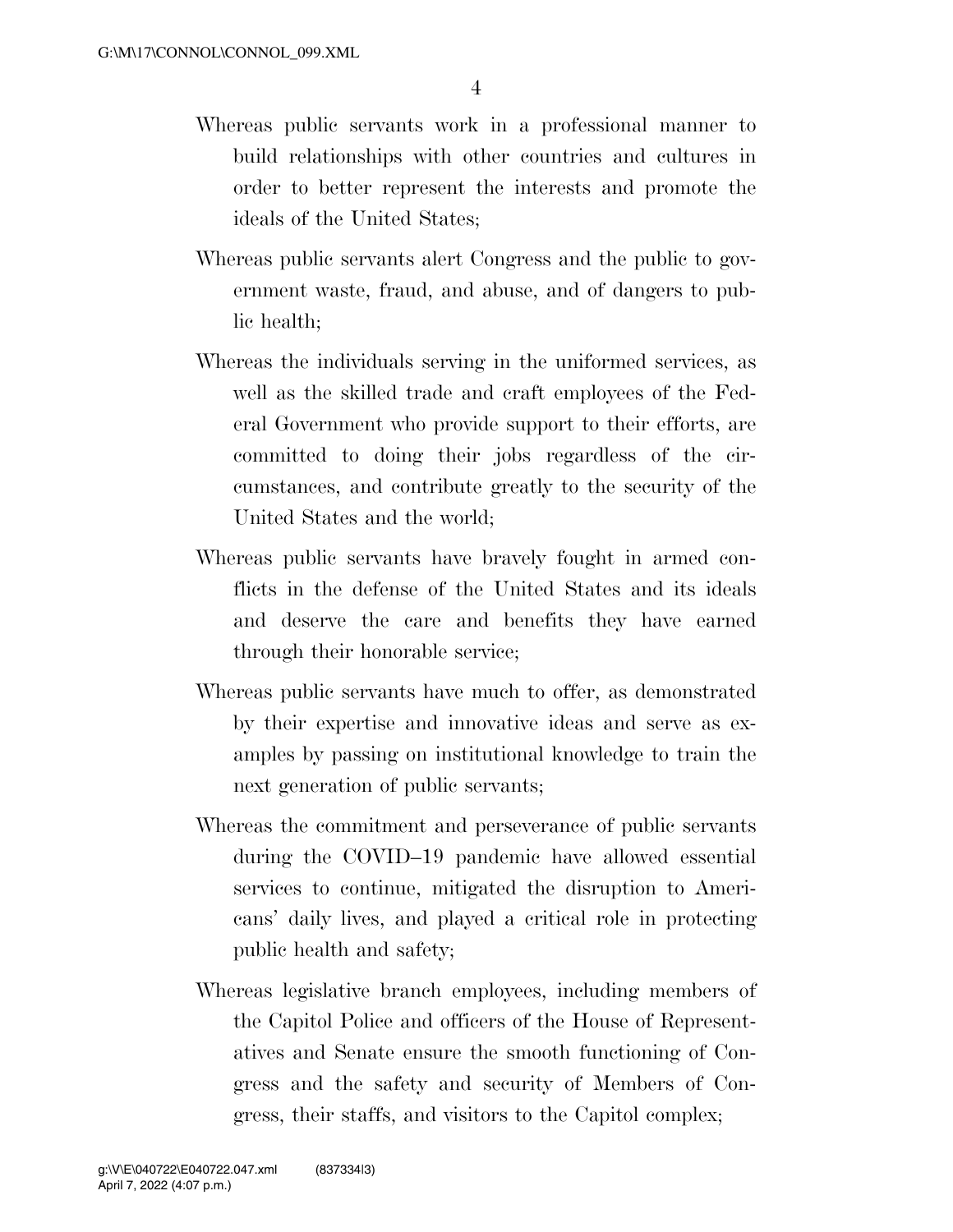Whereas public servants work in a professional manner to build relationships with other countries and cultures in order to better represent the interests and promote the ideals of the United States;

Whereas public servants alert Congress and the public to government waste, fraud, and abuse, and of dangers to public health;

Whereas the individuals serving in the uniformed services, as well as the skilled trade and craft employees of the Federal Government who provide support to their efforts, are committed to doing their jobs regardless of the circumstances, and contribute greatly to the security of the United States and the world;

Whereas public servants have bravely fought in armed conflicts in the defense of the United States and its ideals and deserve the care and benefits they have earned through their honorable service;

Whereas public servants have much to offer, as demonstrated by their expertise and innovative ideas and serve as examples by passing on institutional knowledge to train the next generation of public servants;

Whereas the commitment and perseverance of public servants during the COVID–19 pandemic have allowed essential services to continue, mitigated the disruption to Americans' daily lives, and played a critical role in protecting public health and safety;

Whereas legislative branch employees, including members of the Capitol Police and officers of the House of Representatives and Senate ensure the smooth functioning of Congress and the safety and security of Members of Congress, their staffs, and visitors to the Capitol complex;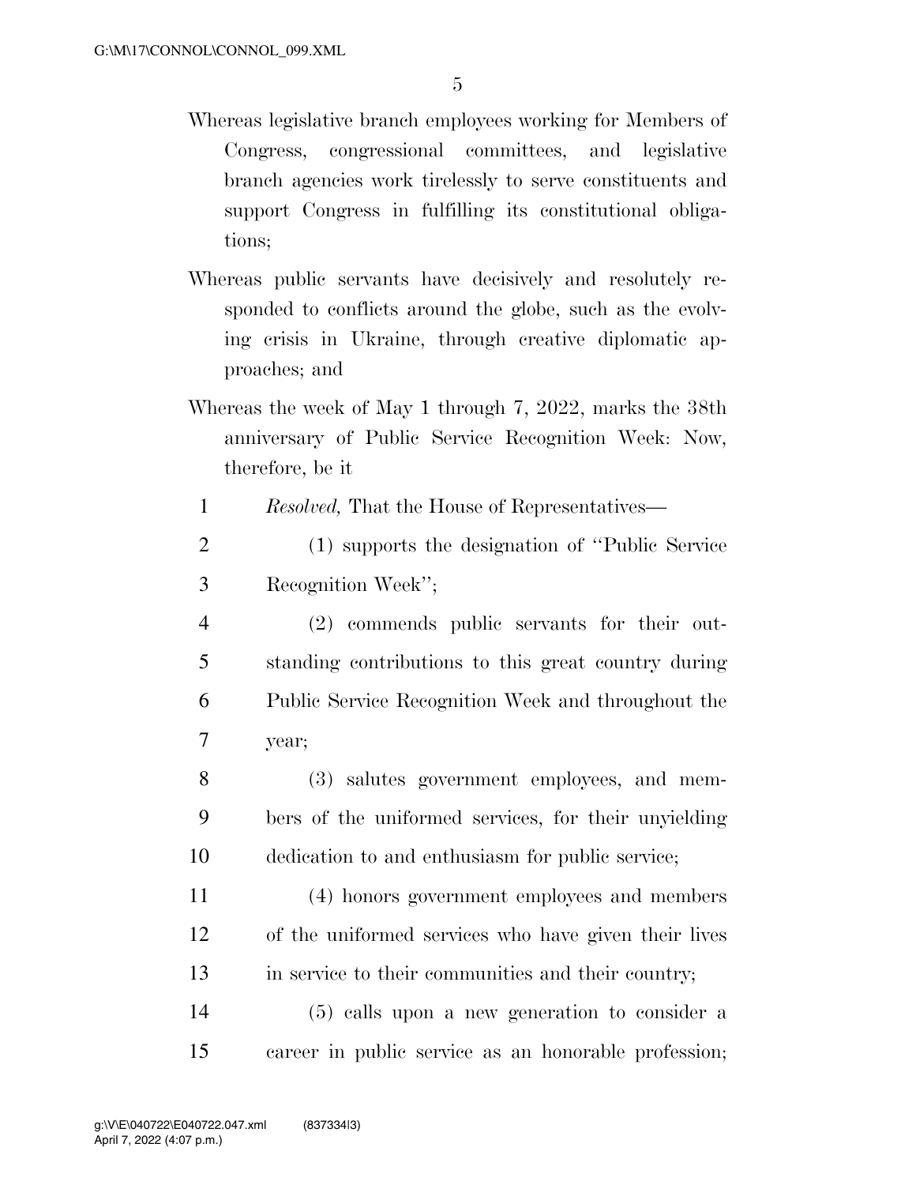Whereas legislative branch employees working for Members of Congress, congressional committees, and legislative branch agencies work tirelessly to serve constituents and support Congress in fulfilling its constitutional obligations;

Whereas public servants have decisively and resolutely responded to conflicts around the globe, such as the evolving crisis in Ukraine, through creative diplomatic approaches; and

Whereas the week of May 1 through 7, 2022, marks the 38th anniversary of Public Service Recognition Week: Now, therefore, be it

*Resolved,* That the House of Representatives—

(1) supports the designation of ''Public Service Recognition Week'';

(2) commends public servants for their outstanding contributions to this great country during Public Service Recognition Week and throughout the year;

(3) salutes government employees, and members of the uniformed services, for their unyielding dedication to and enthusiasm for public service;

(4) honors government employees and members of the uniformed services who have given their lives in service to their communities and their country;

(5) calls upon a new generation to consider a career in public service as an honorable profession;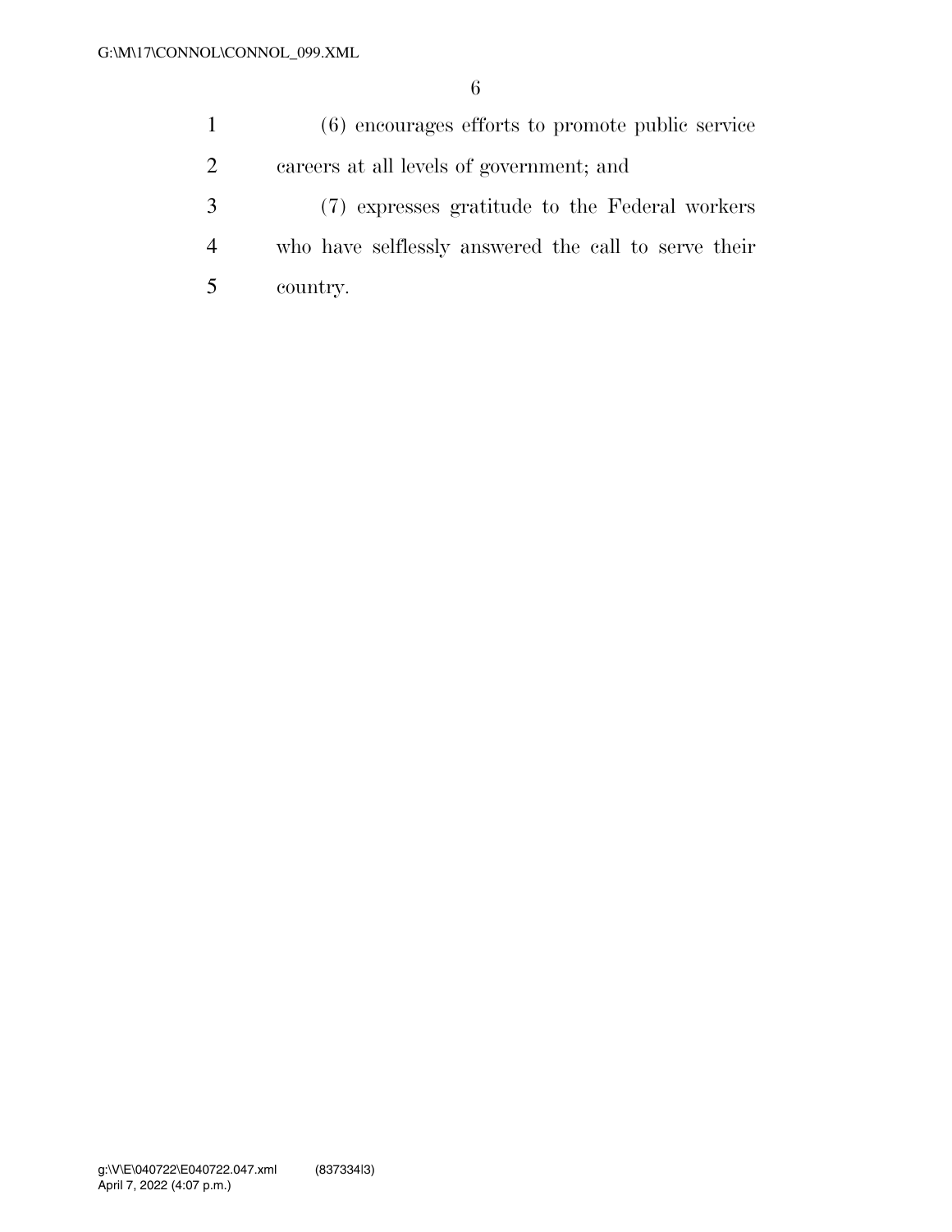(6) encourages efforts to promote public service careers at all levels of government; and

(7) expresses gratitude to the Federal workers who have selflessly answered the call to serve their country.